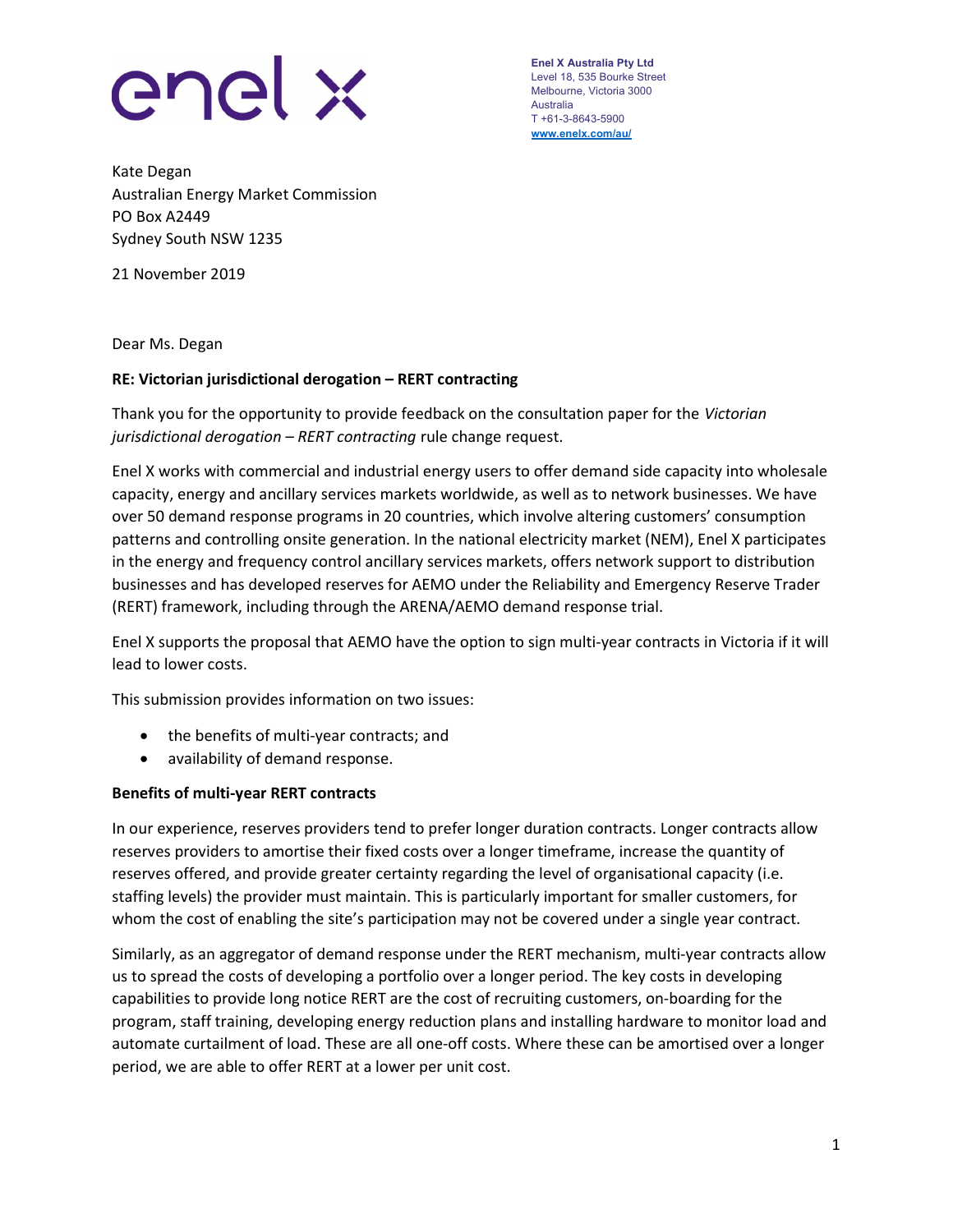enel x

**Enel X Australia Pty Ltd**
Level 18, 535 Bourke Street
Melbourne, Victoria 3000
Australia
T +61-3-8643-5900
www.enelx.com/au/

Kate Degan
Australian Energy Market Commission
PO Box A2449
Sydney South NSW 1235

21 November 2019

Dear Ms. Degan

**RE: Victorian jurisdictional derogation – RERT contracting**

Thank you for the opportunity to provide feedback on the consultation paper for the *Victorian jurisdictional derogation – RERT contracting* rule change request.

Enel X works with commercial and industrial energy users to offer demand side capacity into wholesale capacity, energy and ancillary services markets worldwide, as well as to network businesses. We have over 50 demand response programs in 20 countries, which involve altering customers' consumption patterns and controlling onsite generation. In the national electricity market (NEM), Enel X participates in the energy and frequency control ancillary services markets, offers network support to distribution businesses and has developed reserves for AEMO under the Reliability and Emergency Reserve Trader (RERT) framework, including through the ARENA/AEMO demand response trial.

Enel X supports the proposal that AEMO have the option to sign multi-year contracts in Victoria if it will lead to lower costs.

This submission provides information on two issues:

- the benefits of multi-year contracts; and
- availability of demand response.

**Benefits of multi-year RERT contracts**

In our experience, reserves providers tend to prefer longer duration contracts. Longer contracts allow reserves providers to amortise their fixed costs over a longer timeframe, increase the quantity of reserves offered, and provide greater certainty regarding the level of organisational capacity (i.e. staffing levels) the provider must maintain. This is particularly important for smaller customers, for whom the cost of enabling the site's participation may not be covered under a single year contract.

Similarly, as an aggregator of demand response under the RERT mechanism, multi-year contracts allow us to spread the costs of developing a portfolio over a longer period. The key costs in developing capabilities to provide long notice RERT are the cost of recruiting customers, on-boarding for the program, staff training, developing energy reduction plans and installing hardware to monitor load and automate curtailment of load. These are all one-off costs. Where these can be amortised over a longer period, we are able to offer RERT at a lower per unit cost.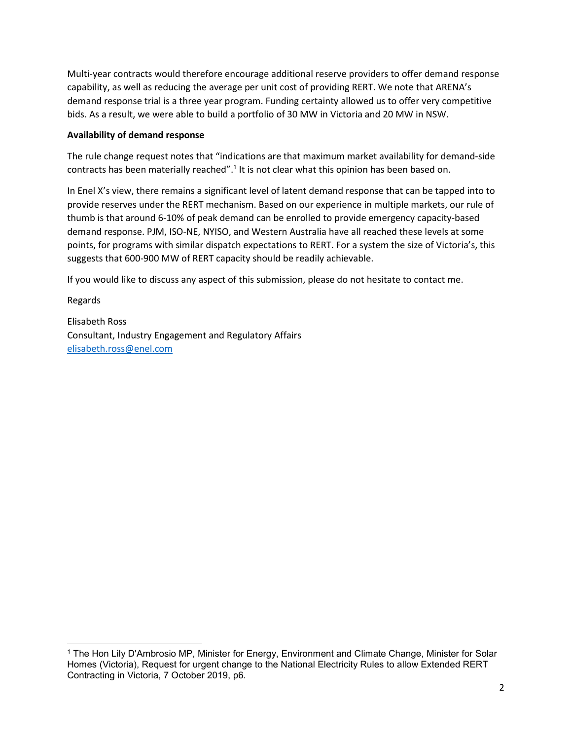Multi-year contracts would therefore encourage additional reserve providers to offer demand response capability, as well as reducing the average per unit cost of providing RERT. We note that ARENA's demand response trial is a three year program. Funding certainty allowed us to offer very competitive bids. As a result, we were able to build a portfolio of 30 MW in Victoria and 20 MW in NSW.

**Availability of demand response**

The rule change request notes that "indications are that maximum market availability for demand-side contracts has been materially reached".[1] It is not clear what this opinion has been based on.

In Enel X's view, there remains a significant level of latent demand response that can be tapped into to provide reserves under the RERT mechanism. Based on our experience in multiple markets, our rule of thumb is that around 6-10% of peak demand can be enrolled to provide emergency capacity-based demand response. PJM, ISO-NE, NYISO, and Western Australia have all reached these levels at some points, for programs with similar dispatch expectations to RERT. For a system the size of Victoria's, this suggests that 600-900 MW of RERT capacity should be readily achievable.

If you would like to discuss any aspect of this submission, please do not hesitate to contact me.

Regards

Elisabeth Ross
Consultant, Industry Engagement and Regulatory Affairs
elisabeth.ross@enel.com

[1] The Hon Lily D'Ambrosio MP, Minister for Energy, Environment and Climate Change, Minister for Solar Homes (Victoria), Request for urgent change to the National Electricity Rules to allow Extended RERT Contracting in Victoria, 7 October 2019, p6.